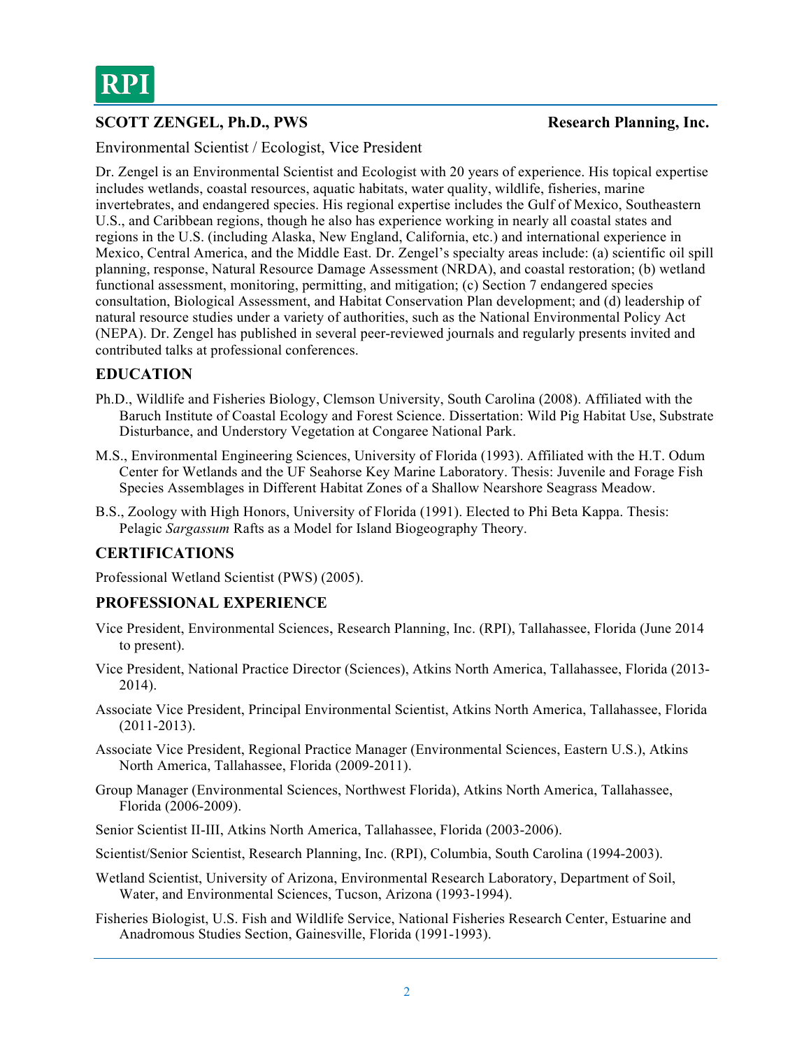RPI

**SCOTT ZENGEL, Ph.D., PWS** **Research Planning, Inc.**

Environmental Scientist / Ecologist, Vice President

Dr. Zengel is an Environmental Scientist and Ecologist with 20 years of experience. His topical expertise includes wetlands, coastal resources, aquatic habitats, water quality, wildlife, fisheries, marine invertebrates, and endangered species. His regional expertise includes the Gulf of Mexico, Southeastern U.S., and Caribbean regions, though he also has experience working in nearly all coastal states and regions in the U.S. (including Alaska, New England, California, etc.) and international experience in Mexico, Central America, and the Middle East. Dr. Zengel's specialty areas include: (a) scientific oil spill planning, response, Natural Resource Damage Assessment (NRDA), and coastal restoration; (b) wetland functional assessment, monitoring, permitting, and mitigation; (c) Section 7 endangered species consultation, Biological Assessment, and Habitat Conservation Plan development; and (d) leadership of natural resource studies under a variety of authorities, such as the National Environmental Policy Act (NEPA). Dr. Zengel has published in several peer-reviewed journals and regularly presents invited and contributed talks at professional conferences.

## EDUCATION

Ph.D., Wildlife and Fisheries Biology, Clemson University, South Carolina (2008). Affiliated with the Baruch Institute of Coastal Ecology and Forest Science. Dissertation: Wild Pig Habitat Use, Substrate Disturbance, and Understory Vegetation at Congaree National Park.

M.S., Environmental Engineering Sciences, University of Florida (1993). Affiliated with the H.T. Odum Center for Wetlands and the UF Seahorse Key Marine Laboratory. Thesis: Juvenile and Forage Fish Species Assemblages in Different Habitat Zones of a Shallow Nearshore Seagrass Meadow.

B.S., Zoology with High Honors, University of Florida (1991). Elected to Phi Beta Kappa. Thesis: Pelagic *Sargassum* Rafts as a Model for Island Biogeography Theory.

## CERTIFICATIONS

Professional Wetland Scientist (PWS) (2005).

## PROFESSIONAL EXPERIENCE

Vice President, Environmental Sciences, Research Planning, Inc. (RPI), Tallahassee, Florida (June 2014 to present).

Vice President, National Practice Director (Sciences), Atkins North America, Tallahassee, Florida (2013-2014).

Associate Vice President, Principal Environmental Scientist, Atkins North America, Tallahassee, Florida (2011-2013).

Associate Vice President, Regional Practice Manager (Environmental Sciences, Eastern U.S.), Atkins North America, Tallahassee, Florida (2009-2011).

Group Manager (Environmental Sciences, Northwest Florida), Atkins North America, Tallahassee, Florida (2006-2009).

Senior Scientist II-III, Atkins North America, Tallahassee, Florida (2003-2006).

Scientist/Senior Scientist, Research Planning, Inc. (RPI), Columbia, South Carolina (1994-2003).

Wetland Scientist, University of Arizona, Environmental Research Laboratory, Department of Soil, Water, and Environmental Sciences, Tucson, Arizona (1993-1994).

Fisheries Biologist, U.S. Fish and Wildlife Service, National Fisheries Research Center, Estuarine and Anadromous Studies Section, Gainesville, Florida (1991-1993).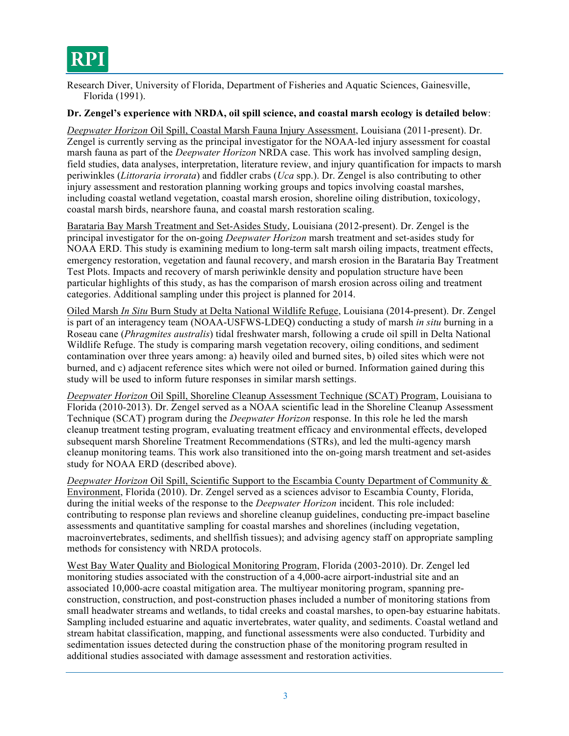Research Diver, University of Florida, Department of Fisheries and Aquatic Sciences, Gainesville, Florida (1991).

**Dr. Zengel's experience with NRDA, oil spill science, and coastal marsh ecology is detailed below**:

*Deepwater Horizon* Oil Spill, Coastal Marsh Fauna Injury Assessment, Louisiana (2011-present). Dr. Zengel is currently serving as the principal investigator for the NOAA-led injury assessment for coastal marsh fauna as part of the *Deepwater Horizon* NRDA case. This work has involved sampling design, field studies, data analyses, interpretation, literature review, and injury quantification for impacts to marsh periwinkles (*Littoraria irrorata*) and fiddler crabs (*Uca* spp.). Dr. Zengel is also contributing to other injury assessment and restoration planning working groups and topics involving coastal marshes, including coastal wetland vegetation, coastal marsh erosion, shoreline oiling distribution, toxicology, coastal marsh birds, nearshore fauna, and coastal marsh restoration scaling.

Barataria Bay Marsh Treatment and Set-Asides Study, Louisiana (2012-present). Dr. Zengel is the principal investigator for the on-going *Deepwater Horizon* marsh treatment and set-asides study for NOAA ERD. This study is examining medium to long-term salt marsh oiling impacts, treatment effects, emergency restoration, vegetation and faunal recovery, and marsh erosion in the Barataria Bay Treatment Test Plots. Impacts and recovery of marsh periwinkle density and population structure have been particular highlights of this study, as has the comparison of marsh erosion across oiling and treatment categories. Additional sampling under this project is planned for 2014.

Oiled Marsh *In Situ* Burn Study at Delta National Wildlife Refuge, Louisiana (2014-present). Dr. Zengel is part of an interagency team (NOAA-USFWS-LDEQ) conducting a study of marsh *in situ* burning in a Roseau cane (*Phragmites australis*) tidal freshwater marsh, following a crude oil spill in Delta National Wildlife Refuge. The study is comparing marsh vegetation recovery, oiling conditions, and sediment contamination over three years among: a) heavily oiled and burned sites, b) oiled sites which were not burned, and c) adjacent reference sites which were not oiled or burned. Information gained during this study will be used to inform future responses in similar marsh settings.

*Deepwater Horizon* Oil Spill, Shoreline Cleanup Assessment Technique (SCAT) Program, Louisiana to Florida (2010-2013). Dr. Zengel served as a NOAA scientific lead in the Shoreline Cleanup Assessment Technique (SCAT) program during the *Deepwater Horizon* response. In this role he led the marsh cleanup treatment testing program, evaluating treatment efficacy and environmental effects, developed subsequent marsh Shoreline Treatment Recommendations (STRs), and led the multi-agency marsh cleanup monitoring teams. This work also transitioned into the on-going marsh treatment and set-asides study for NOAA ERD (described above).

*Deepwater Horizon* Oil Spill, Scientific Support to the Escambia County Department of Community & Environment, Florida (2010). Dr. Zengel served as a sciences advisor to Escambia County, Florida, during the initial weeks of the response to the *Deepwater Horizon* incident. This role included: contributing to response plan reviews and shoreline cleanup guidelines, conducting pre-impact baseline assessments and quantitative sampling for coastal marshes and shorelines (including vegetation, macroinvertebrates, sediments, and shellfish tissues); and advising agency staff on appropriate sampling methods for consistency with NRDA protocols.

West Bay Water Quality and Biological Monitoring Program, Florida (2003-2010). Dr. Zengel led monitoring studies associated with the construction of a 4,000-acre airport-industrial site and an associated 10,000-acre coastal mitigation area. The multiyear monitoring program, spanning pre-construction, construction, and post-construction phases included a number of monitoring stations from small headwater streams and wetlands, to tidal creeks and coastal marshes, to open-bay estuarine habitats. Sampling included estuarine and aquatic invertebrates, water quality, and sediments. Coastal wetland and stream habitat classification, mapping, and functional assessments were also conducted. Turbidity and sedimentation issues detected during the construction phase of the monitoring program resulted in additional studies associated with damage assessment and restoration activities.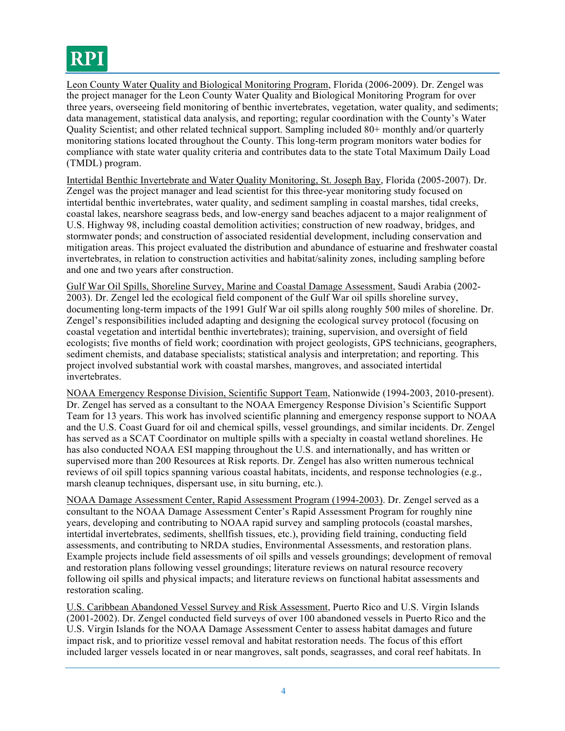<u>Leon County Water Quality and Biological Monitoring Program</u>, Florida (2006-2009). Dr. Zengel was the project manager for the Leon County Water Quality and Biological Monitoring Program for over three years, overseeing field monitoring of benthic invertebrates, vegetation, water quality, and sediments; data management, statistical data analysis, and reporting; regular coordination with the County's Water Quality Scientist; and other related technical support. Sampling included 80+ monthly and/or quarterly monitoring stations located throughout the County. This long-term program monitors water bodies for compliance with state water quality criteria and contributes data to the state Total Maximum Daily Load (TMDL) program.

<u>Intertidal Benthic Invertebrate and Water Quality Monitoring, St. Joseph Bay</u>, Florida (2005-2007). Dr. Zengel was the project manager and lead scientist for this three-year monitoring study focused on intertidal benthic invertebrates, water quality, and sediment sampling in coastal marshes, tidal creeks, coastal lakes, nearshore seagrass beds, and low-energy sand beaches adjacent to a major realignment of U.S. Highway 98, including coastal demolition activities; construction of new roadway, bridges, and stormwater ponds; and construction of associated residential development, including conservation and mitigation areas. This project evaluated the distribution and abundance of estuarine and freshwater coastal invertebrates, in relation to construction activities and habitat/salinity zones, including sampling before and one and two years after construction.

<u>Gulf War Oil Spills, Shoreline Survey, Marine and Coastal Damage Assessment</u>, Saudi Arabia (2002-2003). Dr. Zengel led the ecological field component of the Gulf War oil spills shoreline survey, documenting long-term impacts of the 1991 Gulf War oil spills along roughly 500 miles of shoreline. Dr. Zengel's responsibilities included adapting and designing the ecological survey protocol (focusing on coastal vegetation and intertidal benthic invertebrates); training, supervision, and oversight of field ecologists; five months of field work; coordination with project geologists, GPS technicians, geographers, sediment chemists, and database specialists; statistical analysis and interpretation; and reporting. This project involved substantial work with coastal marshes, mangroves, and associated intertidal invertebrates.

<u>NOAA Emergency Response Division, Scientific Support Team</u>, Nationwide (1994-2003, 2010-present). Dr. Zengel has served as a consultant to the NOAA Emergency Response Division's Scientific Support Team for 13 years. This work has involved scientific planning and emergency response support to NOAA and the U.S. Coast Guard for oil and chemical spills, vessel groundings, and similar incidents. Dr. Zengel has served as a SCAT Coordinator on multiple spills with a specialty in coastal wetland shorelines. He has also conducted NOAA ESI mapping throughout the U.S. and internationally, and has written or supervised more than 200 Resources at Risk reports. Dr. Zengel has also written numerous technical reviews of oil spill topics spanning various coastal habitats, incidents, and response technologies (e.g., marsh cleanup techniques, dispersant use, in situ burning, etc.).

<u>NOAA Damage Assessment Center, Rapid Assessment Program (1994-2003)</u>. Dr. Zengel served as a consultant to the NOAA Damage Assessment Center's Rapid Assessment Program for roughly nine years, developing and contributing to NOAA rapid survey and sampling protocols (coastal marshes, intertidal invertebrates, sediments, shellfish tissues, etc.), providing field training, conducting field assessments, and contributing to NRDA studies, Environmental Assessments, and restoration plans. Example projects include field assessments of oil spills and vessels groundings; development of removal and restoration plans following vessel groundings; literature reviews on natural resource recovery following oil spills and physical impacts; and literature reviews on functional habitat assessments and restoration scaling.

<u>U.S. Caribbean Abandoned Vessel Survey and Risk Assessment</u>, Puerto Rico and U.S. Virgin Islands (2001-2002). Dr. Zengel conducted field surveys of over 100 abandoned vessels in Puerto Rico and the U.S. Virgin Islands for the NOAA Damage Assessment Center to assess habitat damages and future impact risk, and to prioritize vessel removal and habitat restoration needs. The focus of this effort included larger vessels located in or near mangroves, salt ponds, seagrasses, and coral reef habitats. In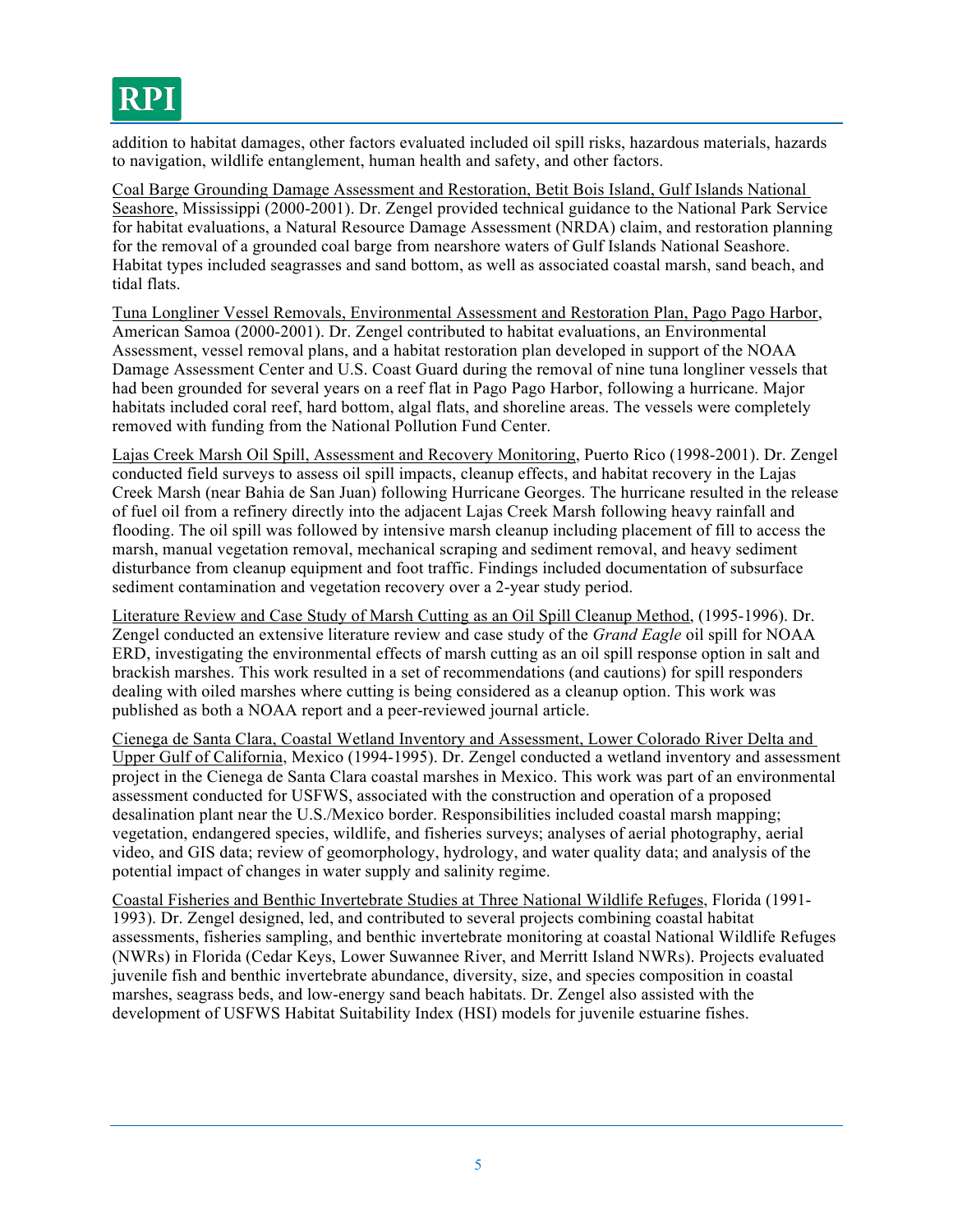addition to habitat damages, other factors evaluated included oil spill risks, hazardous materials, hazards to navigation, wildlife entanglement, human health and safety, and other factors.

Coal Barge Grounding Damage Assessment and Restoration, Betit Bois Island, Gulf Islands National Seashore, Mississippi (2000-2001). Dr. Zengel provided technical guidance to the National Park Service for habitat evaluations, a Natural Resource Damage Assessment (NRDA) claim, and restoration planning for the removal of a grounded coal barge from nearshore waters of Gulf Islands National Seashore. Habitat types included seagrasses and sand bottom, as well as associated coastal marsh, sand beach, and tidal flats.

Tuna Longliner Vessel Removals, Environmental Assessment and Restoration Plan, Pago Pago Harbor, American Samoa (2000-2001). Dr. Zengel contributed to habitat evaluations, an Environmental Assessment, vessel removal plans, and a habitat restoration plan developed in support of the NOAA Damage Assessment Center and U.S. Coast Guard during the removal of nine tuna longliner vessels that had been grounded for several years on a reef flat in Pago Pago Harbor, following a hurricane. Major habitats included coral reef, hard bottom, algal flats, and shoreline areas. The vessels were completely removed with funding from the National Pollution Fund Center.

Lajas Creek Marsh Oil Spill, Assessment and Recovery Monitoring, Puerto Rico (1998-2001). Dr. Zengel conducted field surveys to assess oil spill impacts, cleanup effects, and habitat recovery in the Lajas Creek Marsh (near Bahia de San Juan) following Hurricane Georges. The hurricane resulted in the release of fuel oil from a refinery directly into the adjacent Lajas Creek Marsh following heavy rainfall and flooding. The oil spill was followed by intensive marsh cleanup including placement of fill to access the marsh, manual vegetation removal, mechanical scraping and sediment removal, and heavy sediment disturbance from cleanup equipment and foot traffic. Findings included documentation of subsurface sediment contamination and vegetation recovery over a 2-year study period.

Literature Review and Case Study of Marsh Cutting as an Oil Spill Cleanup Method, (1995-1996). Dr. Zengel conducted an extensive literature review and case study of the *Grand Eagle* oil spill for NOAA ERD, investigating the environmental effects of marsh cutting as an oil spill response option in salt and brackish marshes. This work resulted in a set of recommendations (and cautions) for spill responders dealing with oiled marshes where cutting is being considered as a cleanup option. This work was published as both a NOAA report and a peer-reviewed journal article.

Cienega de Santa Clara, Coastal Wetland Inventory and Assessment, Lower Colorado River Delta and Upper Gulf of California, Mexico (1994-1995). Dr. Zengel conducted a wetland inventory and assessment project in the Cienega de Santa Clara coastal marshes in Mexico. This work was part of an environmental assessment conducted for USFWS, associated with the construction and operation of a proposed desalination plant near the U.S./Mexico border. Responsibilities included coastal marsh mapping; vegetation, endangered species, wildlife, and fisheries surveys; analyses of aerial photography, aerial video, and GIS data; review of geomorphology, hydrology, and water quality data; and analysis of the potential impact of changes in water supply and salinity regime.

Coastal Fisheries and Benthic Invertebrate Studies at Three National Wildlife Refuges, Florida (1991-1993). Dr. Zengel designed, led, and contributed to several projects combining coastal habitat assessments, fisheries sampling, and benthic invertebrate monitoring at coastal National Wildlife Refuges (NWRs) in Florida (Cedar Keys, Lower Suwannee River, and Merritt Island NWRs). Projects evaluated juvenile fish and benthic invertebrate abundance, diversity, size, and species composition in coastal marshes, seagrass beds, and low-energy sand beach habitats. Dr. Zengel also assisted with the development of USFWS Habitat Suitability Index (HSI) models for juvenile estuarine fishes.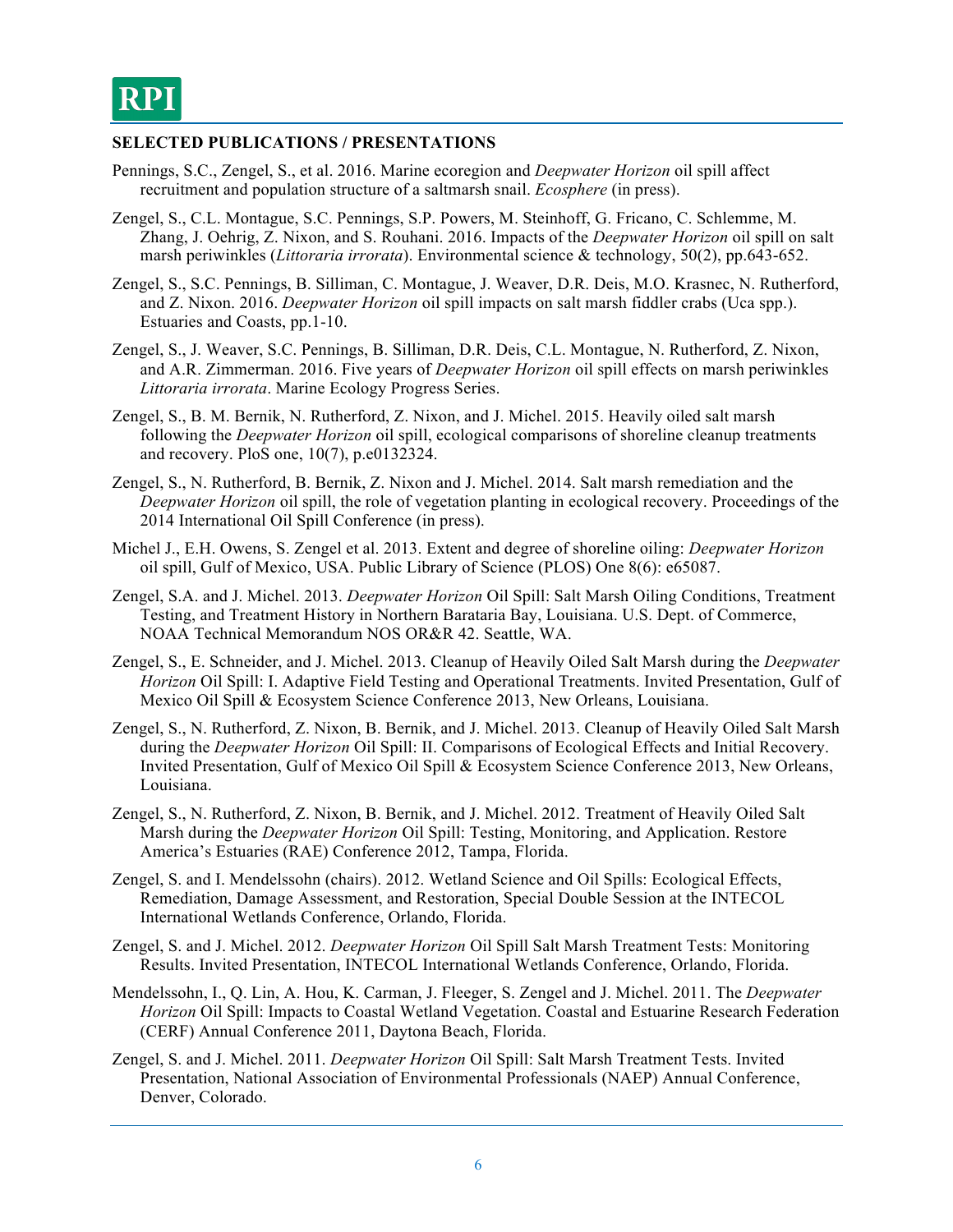**SELECTED PUBLICATIONS / PRESENTATIONS**

Pennings, S.C., Zengel, S., et al. 2016. Marine ecoregion and *Deepwater Horizon* oil spill affect recruitment and population structure of a saltmarsh snail. *Ecosphere* (in press).

Zengel, S., C.L. Montague, S.C. Pennings, S.P. Powers, M. Steinhoff, G. Fricano, C. Schlemme, M. Zhang, J. Oehrig, Z. Nixon, and S. Rouhani. 2016. Impacts of the *Deepwater Horizon* oil spill on salt marsh periwinkles (*Littoraria irrorata*). Environmental science & technology, 50(2), pp.643-652.

Zengel, S., S.C. Pennings, B. Silliman, C. Montague, J. Weaver, D.R. Deis, M.O. Krasnec, N. Rutherford, and Z. Nixon. 2016. *Deepwater Horizon* oil spill impacts on salt marsh fiddler crabs (Uca spp.). Estuaries and Coasts, pp.1-10.

Zengel, S., J. Weaver, S.C. Pennings, B. Silliman, D.R. Deis, C.L. Montague, N. Rutherford, Z. Nixon, and A.R. Zimmerman. 2016. Five years of *Deepwater Horizon* oil spill effects on marsh periwinkles *Littoraria irrorata*. Marine Ecology Progress Series.

Zengel, S., B. M. Bernik, N. Rutherford, Z. Nixon, and J. Michel. 2015. Heavily oiled salt marsh following the *Deepwater Horizon* oil spill, ecological comparisons of shoreline cleanup treatments and recovery. PloS one, 10(7), p.e0132324.

Zengel, S., N. Rutherford, B. Bernik, Z. Nixon and J. Michel. 2014. Salt marsh remediation and the *Deepwater Horizon* oil spill, the role of vegetation planting in ecological recovery. Proceedings of the 2014 International Oil Spill Conference (in press).

Michel J., E.H. Owens, S. Zengel et al. 2013. Extent and degree of shoreline oiling: *Deepwater Horizon* oil spill, Gulf of Mexico, USA. Public Library of Science (PLOS) One 8(6): e65087.

Zengel, S.A. and J. Michel. 2013. *Deepwater Horizon* Oil Spill: Salt Marsh Oiling Conditions, Treatment Testing, and Treatment History in Northern Barataria Bay, Louisiana. U.S. Dept. of Commerce, NOAA Technical Memorandum NOS OR&R 42. Seattle, WA.

Zengel, S., E. Schneider, and J. Michel. 2013. Cleanup of Heavily Oiled Salt Marsh during the *Deepwater Horizon* Oil Spill: I. Adaptive Field Testing and Operational Treatments. Invited Presentation, Gulf of Mexico Oil Spill & Ecosystem Science Conference 2013, New Orleans, Louisiana.

Zengel, S., N. Rutherford, Z. Nixon, B. Bernik, and J. Michel. 2013. Cleanup of Heavily Oiled Salt Marsh during the *Deepwater Horizon* Oil Spill: II. Comparisons of Ecological Effects and Initial Recovery. Invited Presentation, Gulf of Mexico Oil Spill & Ecosystem Science Conference 2013, New Orleans, Louisiana.

Zengel, S., N. Rutherford, Z. Nixon, B. Bernik, and J. Michel. 2012. Treatment of Heavily Oiled Salt Marsh during the *Deepwater Horizon* Oil Spill: Testing, Monitoring, and Application. Restore America's Estuaries (RAE) Conference 2012, Tampa, Florida.

Zengel, S. and I. Mendelssohn (chairs). 2012. Wetland Science and Oil Spills: Ecological Effects, Remediation, Damage Assessment, and Restoration, Special Double Session at the INTECOL International Wetlands Conference, Orlando, Florida.

Zengel, S. and J. Michel. 2012. *Deepwater Horizon* Oil Spill Salt Marsh Treatment Tests: Monitoring Results. Invited Presentation, INTECOL International Wetlands Conference, Orlando, Florida.

Mendelssohn, I., Q. Lin, A. Hou, K. Carman, J. Fleeger, S. Zengel and J. Michel. 2011. The *Deepwater Horizon* Oil Spill: Impacts to Coastal Wetland Vegetation. Coastal and Estuarine Research Federation (CERF) Annual Conference 2011, Daytona Beach, Florida.

Zengel, S. and J. Michel. 2011. *Deepwater Horizon* Oil Spill: Salt Marsh Treatment Tests. Invited Presentation, National Association of Environmental Professionals (NAEP) Annual Conference, Denver, Colorado.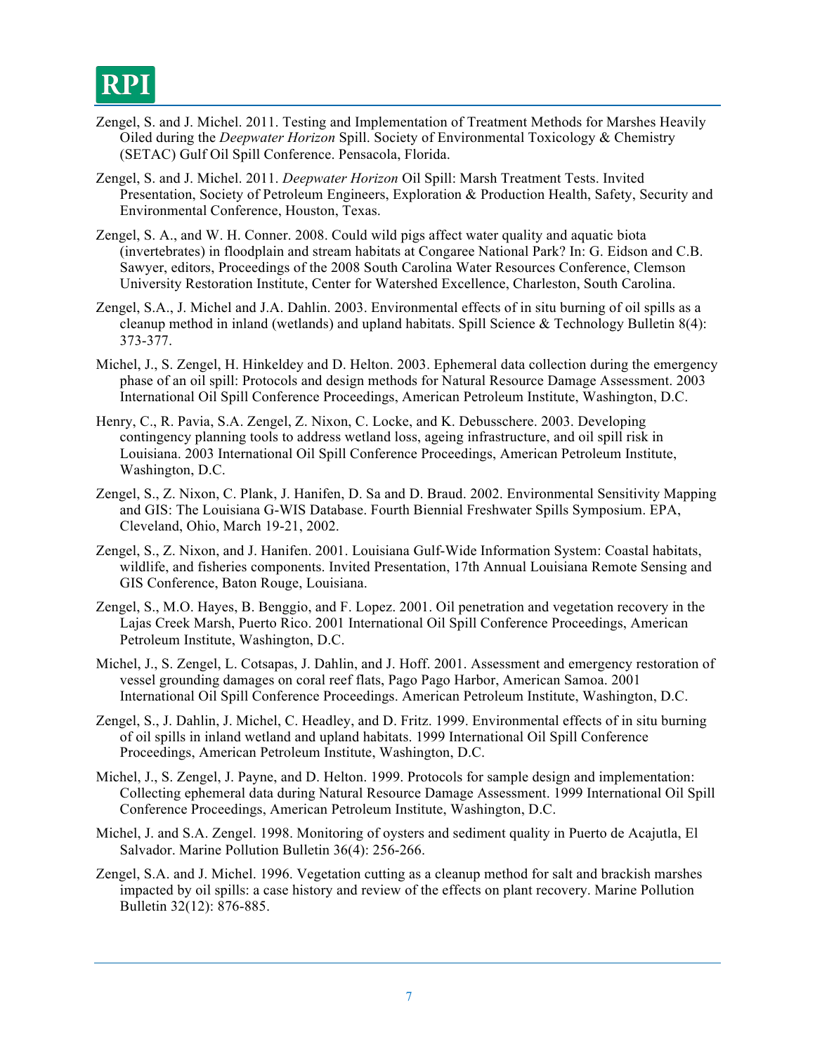Zengel, S. and J. Michel. 2011. Testing and Implementation of Treatment Methods for Marshes Heavily Oiled during the *Deepwater Horizon* Spill. Society of Environmental Toxicology & Chemistry (SETAC) Gulf Oil Spill Conference. Pensacola, Florida.

Zengel, S. and J. Michel. 2011. *Deepwater Horizon* Oil Spill: Marsh Treatment Tests. Invited Presentation, Society of Petroleum Engineers, Exploration & Production Health, Safety, Security and Environmental Conference, Houston, Texas.

Zengel, S. A., and W. H. Conner. 2008. Could wild pigs affect water quality and aquatic biota (invertebrates) in floodplain and stream habitats at Congaree National Park? In: G. Eidson and C.B. Sawyer, editors, Proceedings of the 2008 South Carolina Water Resources Conference, Clemson University Restoration Institute, Center for Watershed Excellence, Charleston, South Carolina.

Zengel, S.A., J. Michel and J.A. Dahlin. 2003. Environmental effects of in situ burning of oil spills as a cleanup method in inland (wetlands) and upland habitats. Spill Science & Technology Bulletin 8(4): 373-377.

Michel, J., S. Zengel, H. Hinkeldey and D. Helton. 2003. Ephemeral data collection during the emergency phase of an oil spill: Protocols and design methods for Natural Resource Damage Assessment. 2003 International Oil Spill Conference Proceedings, American Petroleum Institute, Washington, D.C.

Henry, C., R. Pavia, S.A. Zengel, Z. Nixon, C. Locke, and K. Debusschere. 2003. Developing contingency planning tools to address wetland loss, ageing infrastructure, and oil spill risk in Louisiana. 2003 International Oil Spill Conference Proceedings, American Petroleum Institute, Washington, D.C.

Zengel, S., Z. Nixon, C. Plank, J. Hanifen, D. Sa and D. Braud. 2002. Environmental Sensitivity Mapping and GIS: The Louisiana G-WIS Database. Fourth Biennial Freshwater Spills Symposium. EPA, Cleveland, Ohio, March 19-21, 2002.

Zengel, S., Z. Nixon, and J. Hanifen. 2001. Louisiana Gulf-Wide Information System: Coastal habitats, wildlife, and fisheries components. Invited Presentation, 17th Annual Louisiana Remote Sensing and GIS Conference, Baton Rouge, Louisiana.

Zengel, S., M.O. Hayes, B. Benggio, and F. Lopez. 2001. Oil penetration and vegetation recovery in the Lajas Creek Marsh, Puerto Rico. 2001 International Oil Spill Conference Proceedings, American Petroleum Institute, Washington, D.C.

Michel, J., S. Zengel, L. Cotsapas, J. Dahlin, and J. Hoff. 2001. Assessment and emergency restoration of vessel grounding damages on coral reef flats, Pago Pago Harbor, American Samoa. 2001 International Oil Spill Conference Proceedings. American Petroleum Institute, Washington, D.C.

Zengel, S., J. Dahlin, J. Michel, C. Headley, and D. Fritz. 1999. Environmental effects of in situ burning of oil spills in inland wetland and upland habitats. 1999 International Oil Spill Conference Proceedings, American Petroleum Institute, Washington, D.C.

Michel, J., S. Zengel, J. Payne, and D. Helton. 1999. Protocols for sample design and implementation: Collecting ephemeral data during Natural Resource Damage Assessment. 1999 International Oil Spill Conference Proceedings, American Petroleum Institute, Washington, D.C.

Michel, J. and S.A. Zengel. 1998. Monitoring of oysters and sediment quality in Puerto de Acajutla, El Salvador. Marine Pollution Bulletin 36(4): 256-266.

Zengel, S.A. and J. Michel. 1996. Vegetation cutting as a cleanup method for salt and brackish marshes impacted by oil spills: a case history and review of the effects on plant recovery. Marine Pollution Bulletin 32(12): 876-885.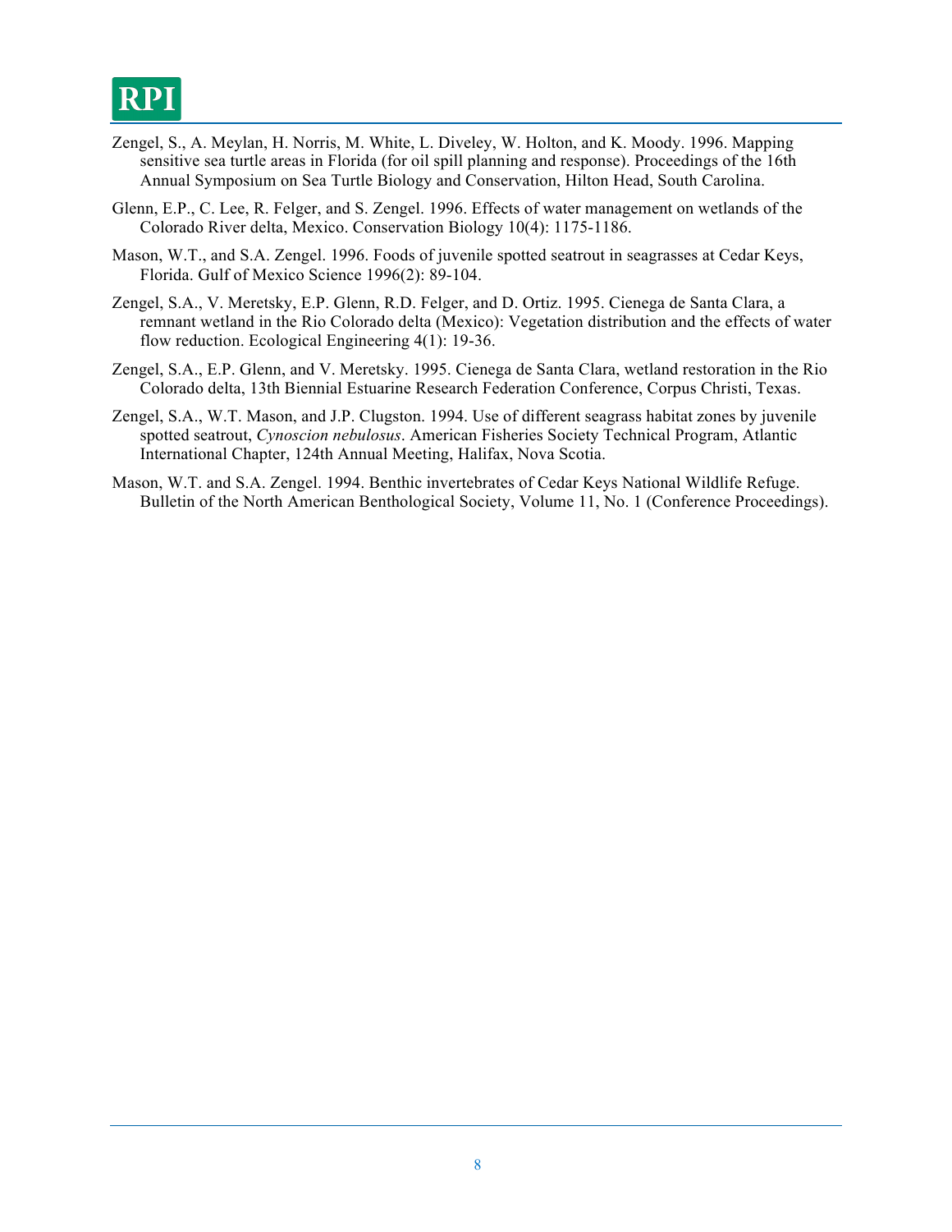Zengel, S., A. Meylan, H. Norris, M. White, L. Diveley, W. Holton, and K. Moody. 1996. Mapping sensitive sea turtle areas in Florida (for oil spill planning and response). Proceedings of the 16th Annual Symposium on Sea Turtle Biology and Conservation, Hilton Head, South Carolina.

Glenn, E.P., C. Lee, R. Felger, and S. Zengel. 1996. Effects of water management on wetlands of the Colorado River delta, Mexico. Conservation Biology 10(4): 1175-1186.

Mason, W.T., and S.A. Zengel. 1996. Foods of juvenile spotted seatrout in seagrasses at Cedar Keys, Florida. Gulf of Mexico Science 1996(2): 89-104.

Zengel, S.A., V. Meretsky, E.P. Glenn, R.D. Felger, and D. Ortiz. 1995. Cienega de Santa Clara, a remnant wetland in the Rio Colorado delta (Mexico): Vegetation distribution and the effects of water flow reduction. Ecological Engineering 4(1): 19-36.

Zengel, S.A., E.P. Glenn, and V. Meretsky. 1995. Cienega de Santa Clara, wetland restoration in the Rio Colorado delta, 13th Biennial Estuarine Research Federation Conference, Corpus Christi, Texas.

Zengel, S.A., W.T. Mason, and J.P. Clugston. 1994. Use of different seagrass habitat zones by juvenile spotted seatrout, *Cynoscion nebulosus*. American Fisheries Society Technical Program, Atlantic International Chapter, 124th Annual Meeting, Halifax, Nova Scotia.

Mason, W.T. and S.A. Zengel. 1994. Benthic invertebrates of Cedar Keys National Wildlife Refuge. Bulletin of the North American Benthological Society, Volume 11, No. 1 (Conference Proceedings).